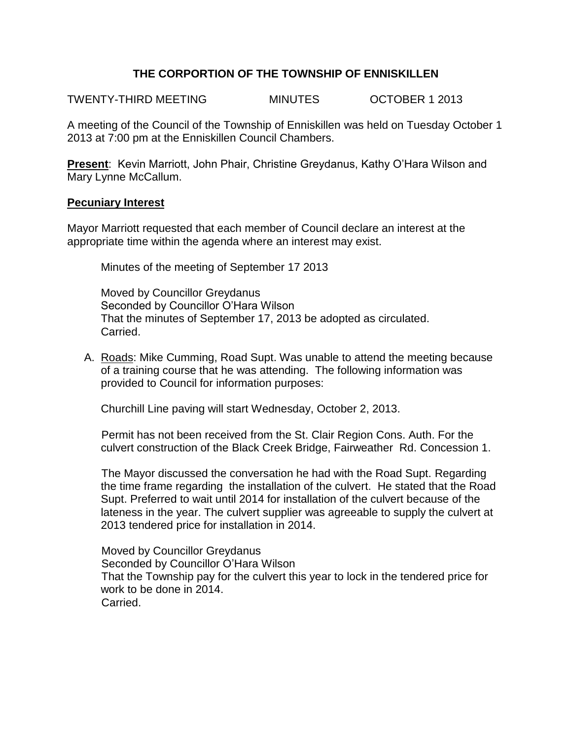# THE CORPORTION OF THE TOWNSHIP OF ENNISKILLEN

TWENTY-THIRD MEETING MINUTES OCTOBER 1 2013

A meeting of the Council of the Township of Enniskillen was held on Tuesday October 1 2013 at 7:00 pm at the Enniskillen Council Chambers.

**Present**: Kevin Marriott, John Phair, Christine Greydanus, Kathy O'Hara Wilson and Mary Lynne McCallum.

## Pecuniary Interest

Mayor Marriott requested that each member of Council declare an interest at the appropriate time within the agenda where an interest may exist.

Minutes of the meeting of September 17 2013

Moved by Councillor Greydanus
Seconded by Councillor O'Hara Wilson
That the minutes of September 17, 2013 be adopted as circulated.
Carried.

A. Roads: Mike Cumming, Road Supt. Was unable to attend the meeting because of a training course that he was attending. The following information was provided to Council for information purposes:

Churchill Line paving will start Wednesday, October 2, 2013.

Permit has not been received from the St. Clair Region Cons. Auth. For the culvert construction of the Black Creek Bridge, Fairweather Rd. Concession 1.

The Mayor discussed the conversation he had with the Road Supt. Regarding the time frame regarding the installation of the culvert. He stated that the Road Supt. Preferred to wait until 2014 for installation of the culvert because of the lateness in the year. The culvert supplier was agreeable to supply the culvert at 2013 tendered price for installation in 2014.

Moved by Councillor Greydanus
Seconded by Councillor O'Hara Wilson
That the Township pay for the culvert this year to lock in the tendered price for work to be done in 2014.
Carried.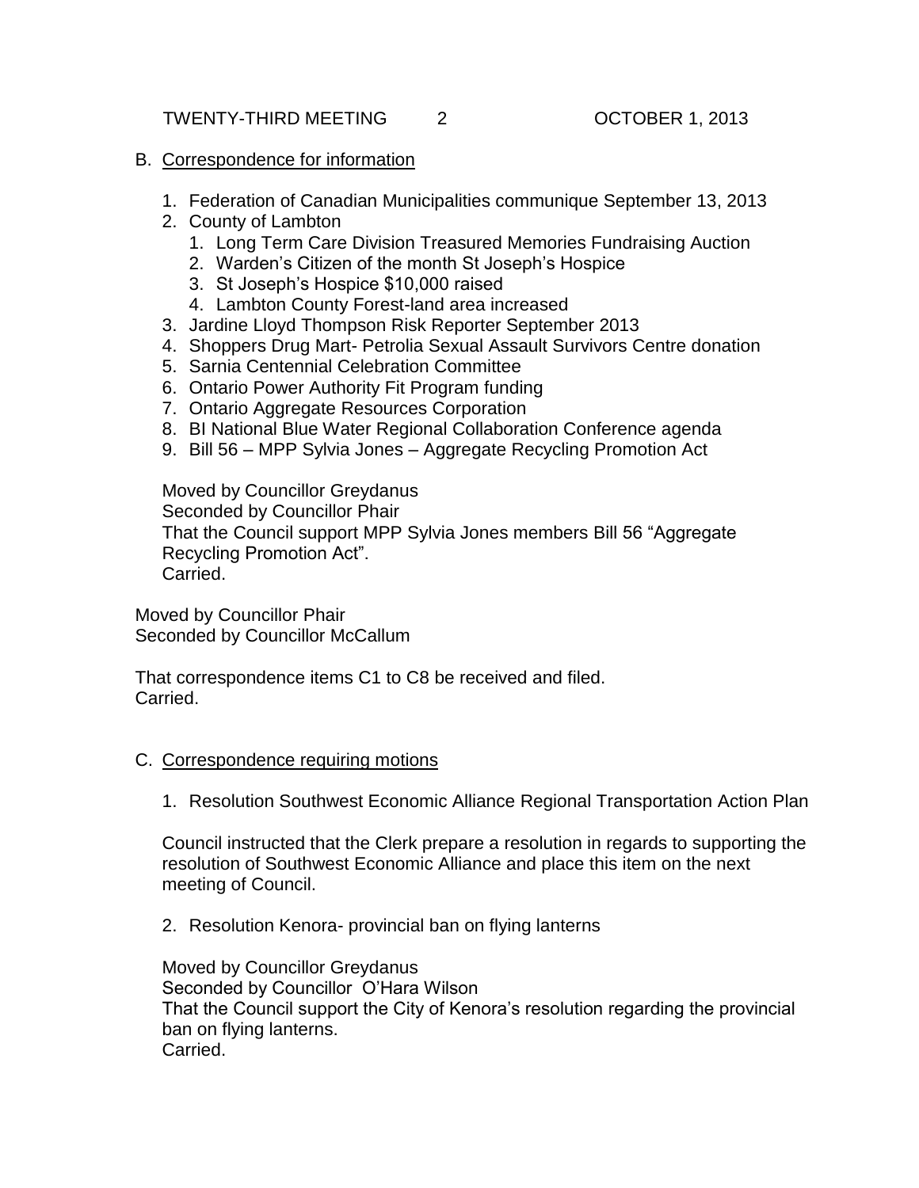B. Correspondence for information

1. Federation of Canadian Municipalities communique September 13, 2013
2. County of Lambton
   1. Long Term Care Division Treasured Memories Fundraising Auction
   2. Warden's Citizen of the month St Joseph's Hospice
   3. St Joseph's Hospice $10,000 raised
   4. Lambton County Forest-land area increased
3. Jardine Lloyd Thompson Risk Reporter September 2013
4. Shoppers Drug Mart- Petrolia Sexual Assault Survivors Centre donation
5. Sarnia Centennial Celebration Committee
6. Ontario Power Authority Fit Program funding
7. Ontario Aggregate Resources Corporation
8. BI National Blue Water Regional Collaboration Conference agenda
9. Bill 56 – MPP Sylvia Jones – Aggregate Recycling Promotion Act

   Moved by Councillor Greydanus
   Seconded by Councillor Phair
   That the Council support MPP Sylvia Jones members Bill 56 "Aggregate Recycling Promotion Act".
   Carried.

Moved by Councillor Phair
Seconded by Councillor McCallum

That correspondence items C1 to C8 be received and filed.
Carried.

C. Correspondence requiring motions

1. Resolution Southwest Economic Alliance Regional Transportation Action Plan

   Council instructed that the Clerk prepare a resolution in regards to supporting the resolution of Southwest Economic Alliance and place this item on the next meeting of Council.

2. Resolution Kenora- provincial ban on flying lanterns

   Moved by Councillor Greydanus
   Seconded by Councillor O'Hara Wilson
   That the Council support the City of Kenora's resolution regarding the provincial ban on flying lanterns.
   Carried.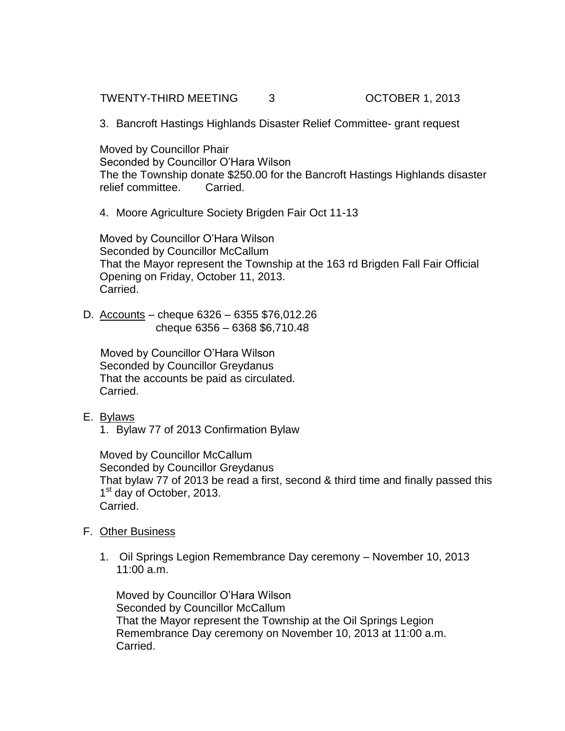3. Bancroft Hastings Highlands Disaster Relief Committee- grant request

Moved by Councillor Phair
Seconded by Councillor O'Hara Wilson
The the Township donate $250.00 for the Bancroft Hastings Highlands disaster relief committee. Carried.

4. Moore Agriculture Society Brigden Fair Oct 11-13

Moved by Councillor O'Hara Wilson
Seconded by Councillor McCallum
That the Mayor represent the Township at the 163 rd Brigden Fall Fair Official Opening on Friday, October 11, 2013.
Carried.

D. Accounts – cheque 6326 – 6355 $76,012.26
cheque 6356 – 6368 $6,710.48

Moved by Councillor O'Hara Wilson
Seconded by Councillor Greydanus
That the accounts be paid as circulated.
Carried.

E. Bylaws

1. Bylaw 77 of 2013 Confirmation Bylaw

Moved by Councillor McCallum
Seconded by Councillor Greydanus
That bylaw 77 of 2013 be read a first, second & third time and finally passed this 1st day of October, 2013.
Carried.

F. Other Business

1. Oil Springs Legion Remembrance Day ceremony – November 10, 2013 11:00 a.m.

Moved by Councillor O'Hara Wilson
Seconded by Councillor McCallum
That the Mayor represent the Township at the Oil Springs Legion Remembrance Day ceremony on November 10, 2013 at 11:00 a.m.
Carried.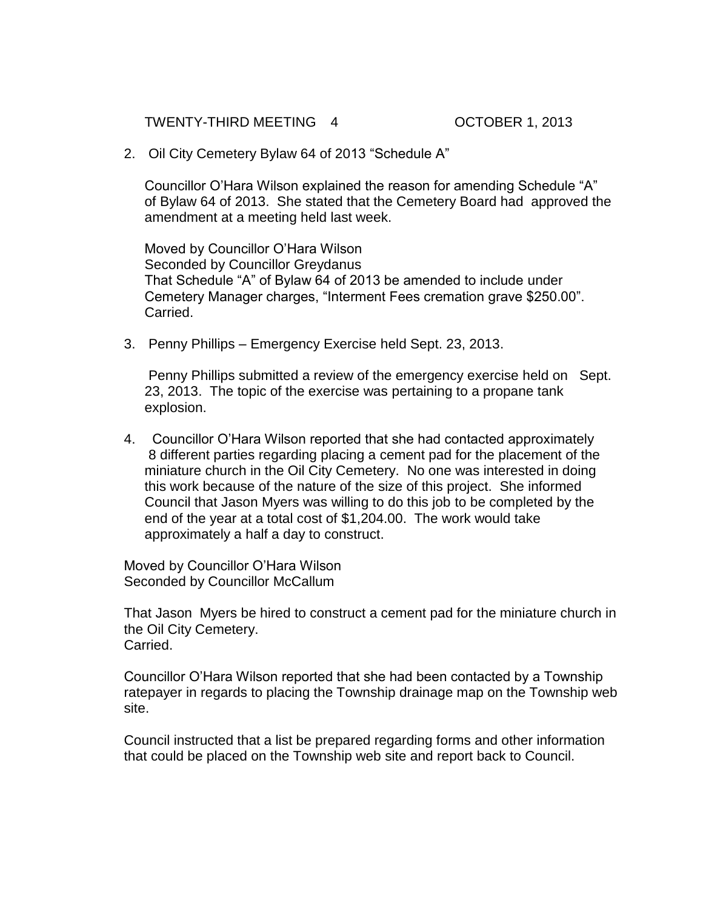2. Oil City Cemetery Bylaw 64 of 2013 “Schedule A”

   Councillor O’Hara Wilson explained the reason for amending Schedule “A” of Bylaw 64 of 2013. She stated that the Cemetery Board had approved the amendment at a meeting held last week.

   Moved by Councillor O’Hara Wilson
   Seconded by Councillor Greydanus
   That Schedule “A” of Bylaw 64 of 2013 be amended to include under Cemetery Manager charges, “Interment Fees cremation grave $250.00”.
   Carried.

3. Penny Phillips – Emergency Exercise held Sept. 23, 2013.

   Penny Phillips submitted a review of the emergency exercise held on Sept. 23, 2013. The topic of the exercise was pertaining to a propane tank explosion.

4. Councillor O’Hara Wilson reported that she had contacted approximately 8 different parties regarding placing a cement pad for the placement of the miniature church in the Oil City Cemetery. No one was interested in doing this work because of the nature of the size of this project. She informed Council that Jason Myers was willing to do this job to be completed by the end of the year at a total cost of $1,204.00. The work would take approximately a half a day to construct.

Moved by Councillor O’Hara Wilson
Seconded by Councillor McCallum

That Jason Myers be hired to construct a cement pad for the miniature church in the Oil City Cemetery.
Carried.

Councillor O’Hara Wilson reported that she had been contacted by a Township ratepayer in regards to placing the Township drainage map on the Township web site.

Council instructed that a list be prepared regarding forms and other information that could be placed on the Township web site and report back to Council.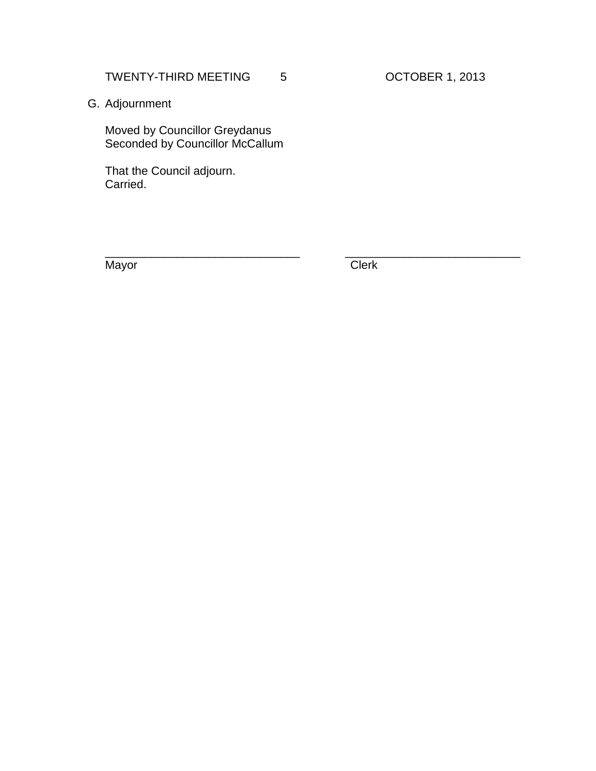G. Adjournment

Moved by Councillor Greydanus
Seconded by Councillor McCallum

That the Council adjourn.
Carried.

| | |
|---|---|
| ______________________________ | ___________________________ |
| Mayor | Clerk |